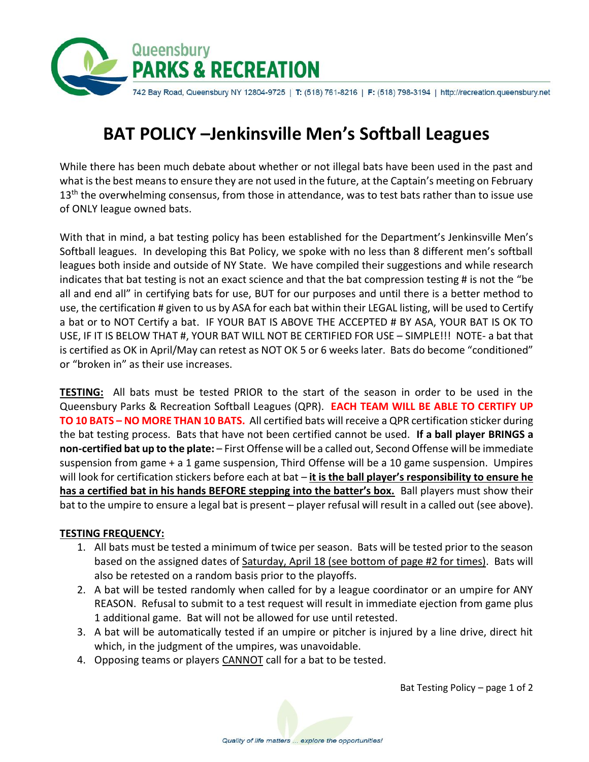Queensbury
**PARKS & RECREATION**

742 Bay Road, Queensbury NY 12804-9725 | T: (518) 761-8216 | F: (518) 798-3194 | http://recreation.queensbury.net

# BAT POLICY –Jenkinsville Men's Softball Leagues

While there has been much debate about whether or not illegal bats have been used in the past and what is the best means to ensure they are not used in the future, at the Captain's meeting on February 13th the overwhelming consensus, from those in attendance, was to test bats rather than to issue use of ONLY league owned bats.

With that in mind, a bat testing policy has been established for the Department's Jenkinsville Men's Softball leagues. In developing this Bat Policy, we spoke with no less than 8 different men's softball leagues both inside and outside of NY State. We have compiled their suggestions and while research indicates that bat testing is not an exact science and that the bat compression testing # is not the "be all and end all" in certifying bats for use, BUT for our purposes and until there is a better method to use, the certification # given to us by ASA for each bat within their LEGAL listing, will be used to Certify a bat or to NOT Certify a bat. IF YOUR BAT IS ABOVE THE ACCEPTED # BY ASA, YOUR BAT IS OK TO USE, IF IT IS BELOW THAT #, YOUR BAT WILL NOT BE CERTIFIED FOR USE – SIMPLE!!! NOTE- a bat that is certified as OK in April/May can retest as NOT OK 5 or 6 weeks later. Bats do become "conditioned" or "broken in" as their use increases.

**<u>TESTING:</u>** All bats must be tested PRIOR to the start of the season in order to be used in the Queensbury Parks & Recreation Softball Leagues (QPR). **EACH TEAM WILL BE ABLE TO CERTIFY UP TO 10 BATS – NO MORE THAN 10 BATS.** All certified bats will receive a QPR certification sticker during the bat testing process. Bats that have not been certified cannot be used. **If a ball player BRINGS a non-certified bat up to the plate:** – First Offense will be a called out, Second Offense will be immediate suspension from game + a 1 game suspension, Third Offense will be a 10 game suspension. Umpires will look for certification stickers before each at bat – **<u>it is the ball player's responsibility to ensure he has a certified bat in his hands BEFORE stepping into the batter's box.</u>** Ball players must show their bat to the umpire to ensure a legal bat is present – player refusal will result in a called out (see above).

**<u>TESTING FREQUENCY:</u>**

1. All bats must be tested a minimum of twice per season. Bats will be tested prior to the season based on the assigned dates of <u>Saturday, April 18 (see bottom of page #2 for times)</u>. Bats will also be retested on a random basis prior to the playoffs.
2. A bat will be tested randomly when called for by a league coordinator or an umpire for ANY REASON. Refusal to submit to a test request will result in immediate ejection from game plus 1 additional game. Bat will not be allowed for use until retested.
3. A bat will be automatically tested if an umpire or pitcher is injured by a line drive, direct hit which, in the judgment of the umpires, was unavoidable.
4. Opposing teams or players <u>CANNOT</u> call for a bat to be tested.

*Quality of life matters ... explore the opportunities!*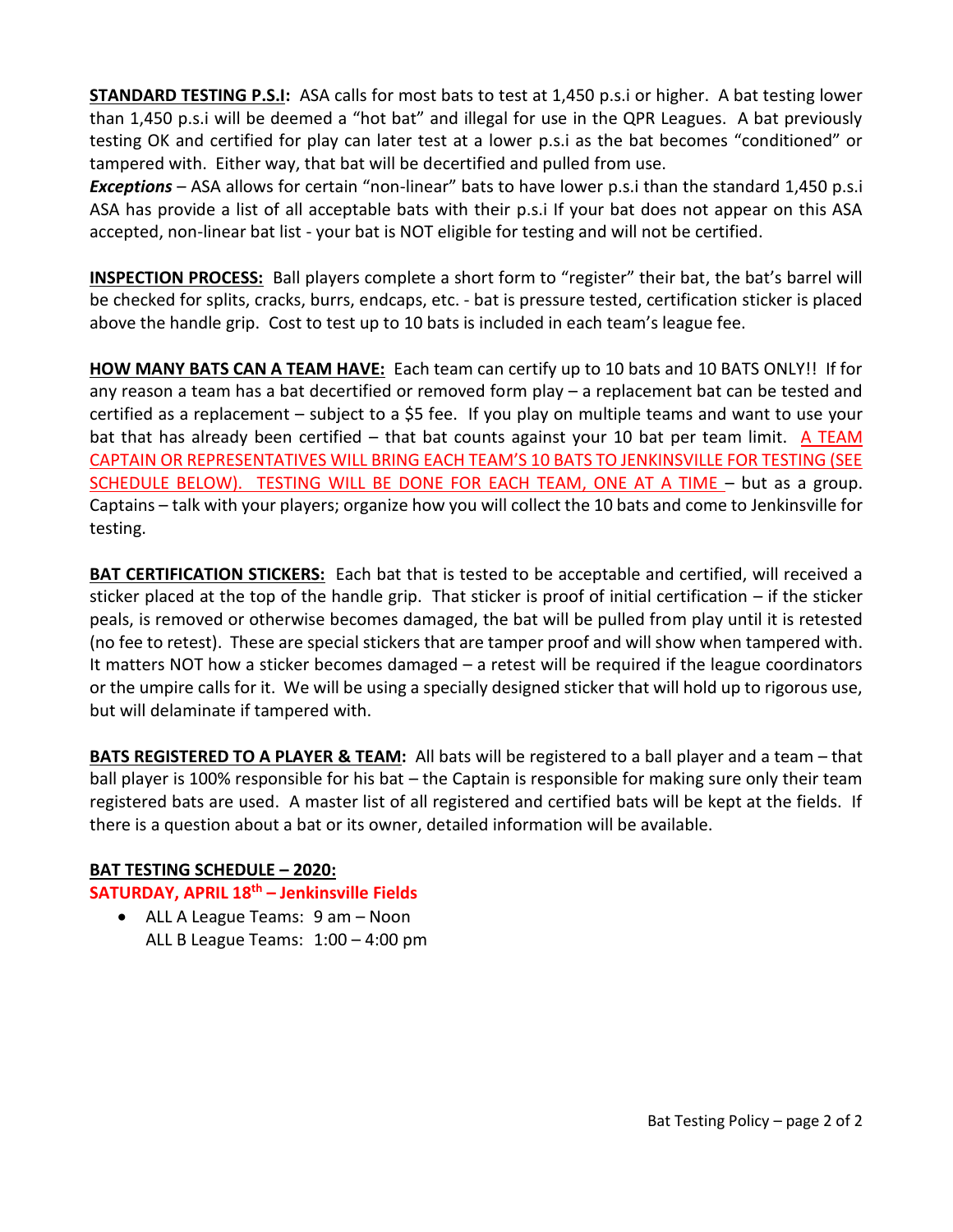**STANDARD TESTING P.S.I:** ASA calls for most bats to test at 1,450 p.s.i or higher. A bat testing lower than 1,450 p.s.i will be deemed a "hot bat" and illegal for use in the QPR Leagues. A bat previously testing OK and certified for play can later test at a lower p.s.i as the bat becomes "conditioned" or tampered with. Either way, that bat will be decertified and pulled from use.

***Exceptions*** – ASA allows for certain "non-linear" bats to have lower p.s.i than the standard 1,450 p.s.i ASA has provide a list of all acceptable bats with their p.s.i If your bat does not appear on this ASA accepted, non-linear bat list - your bat is NOT eligible for testing and will not be certified.

**INSPECTION PROCESS:** Ball players complete a short form to "register" their bat, the bat's barrel will be checked for splits, cracks, burrs, endcaps, etc. - bat is pressure tested, certification sticker is placed above the handle grip. Cost to test up to 10 bats is included in each team's league fee.

**HOW MANY BATS CAN A TEAM HAVE:** Each team can certify up to 10 bats and 10 BATS ONLY!! If for any reason a team has a bat decertified or removed form play – a replacement bat can be tested and certified as a replacement – subject to a $5 fee. If you play on multiple teams and want to use your bat that has already been certified – that bat counts against your 10 bat per team limit. A TEAM CAPTAIN OR REPRESENTATIVES WILL BRING EACH TEAM'S 10 BATS TO JENKINSVILLE FOR TESTING (SEE SCHEDULE BELOW). TESTING WILL BE DONE FOR EACH TEAM, ONE AT A TIME – but as a group. Captains – talk with your players; organize how you will collect the 10 bats and come to Jenkinsville for testing.

**BAT CERTIFICATION STICKERS:** Each bat that is tested to be acceptable and certified, will received a sticker placed at the top of the handle grip. That sticker is proof of initial certification – if the sticker peals, is removed or otherwise becomes damaged, the bat will be pulled from play until it is retested (no fee to retest). These are special stickers that are tamper proof and will show when tampered with. It matters NOT how a sticker becomes damaged – a retest will be required if the league coordinators or the umpire calls for it. We will be using a specially designed sticker that will hold up to rigorous use, but will delaminate if tampered with.

**BATS REGISTERED TO A PLAYER & TEAM:** All bats will be registered to a ball player and a team – that ball player is 100% responsible for his bat – the Captain is responsible for making sure only their team registered bats are used. A master list of all registered and certified bats will be kept at the fields. If there is a question about a bat or its owner, detailed information will be available.

**BAT TESTING SCHEDULE – 2020:**

**SATURDAY, APRIL 18th – Jenkinsville Fields**

- ALL A League Teams: 9 am – Noon
  ALL B League Teams: 1:00 – 4:00 pm